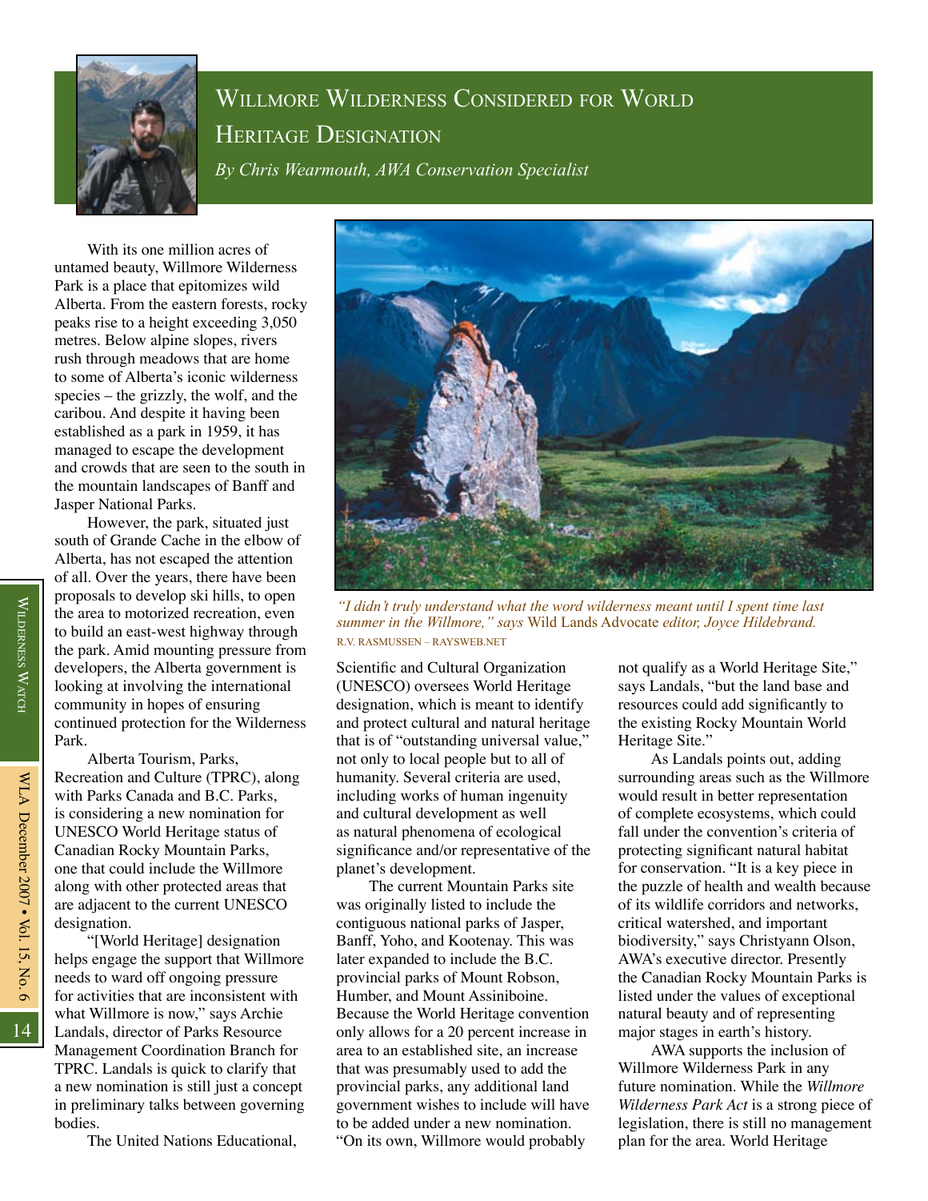# Willmore Wilderness Considered for World Heritage Designation

*By Chris Wearmouth, AWA Conservation Specialist*

With its one million acres of untamed beauty, Willmore Wilderness Park is a place that epitomizes wild Alberta. From the eastern forests, rocky peaks rise to a height exceeding 3,050 metres. Below alpine slopes, rivers rush through meadows that are home to some of Alberta's iconic wilderness species – the grizzly, the wolf, and the caribou. And despite it having been established as a park in 1959, it has managed to escape the development and crowds that are seen to the south in the mountain landscapes of Banff and Jasper National Parks.

However, the park, situated just south of Grande Cache in the elbow of Alberta, has not escaped the attention of all. Over the years, there have been proposals to develop ski hills, to open the area to motorized recreation, even to build an east-west highway through the park. Amid mounting pressure from developers, the Alberta government is looking at involving the international community in hopes of ensuring continued protection for the Wilderness Park.

Alberta Tourism, Parks, Recreation and Culture (TPRC), along with Parks Canada and B.C. Parks, is considering a new nomination for UNESCO World Heritage status of Canadian Rocky Mountain Parks, one that could include the Willmore along with other protected areas that are adjacent to the current UNESCO designation.

"[World Heritage] designation helps engage the support that Willmore needs to ward off ongoing pressure for activities that are inconsistent with what Willmore is now," says Archie Landals, director of Parks Resource Management Coordination Branch for TPRC. Landals is quick to clarify that a new nomination is still just a concept in preliminary talks between governing bodies.

*"I didn't truly understand what the word wilderness meant until I spent time last summer in the Willmore," says* Wild Lands Advocate *editor, Joyce Hildebrand.*

R.V. RASMUSSEN – RAYSWEB.NET

The United Nations Educational, Scientific and Cultural Organization (UNESCO) oversees World Heritage designation, which is meant to identify and protect cultural and natural heritage that is of "outstanding universal value," not only to local people but to all of humanity. Several criteria are used, including works of human ingenuity and cultural development as well as natural phenomena of ecological significance and/or representative of the planet's development.

The current Mountain Parks site was originally listed to include the contiguous national parks of Jasper, Banff, Yoho, and Kootenay. This was later expanded to include the B.C. provincial parks of Mount Robson, Humber, and Mount Assiniboine. Because the World Heritage convention only allows for a 20 percent increase in area to an established site, an increase that was presumably used to add the provincial parks, any additional land government wishes to include will have to be added under a new nomination. "On its own, Willmore would probably not qualify as a World Heritage Site," says Landals, "but the land base and resources could add significantly to the existing Rocky Mountain World Heritage Site."

As Landals points out, adding surrounding areas such as the Willmore would result in better representation of complete ecosystems, which could fall under the convention's criteria of protecting significant natural habitat for conservation. "It is a key piece in the puzzle of health and wealth because of its wildlife corridors and networks, critical watershed, and important biodiversity," says Christyann Olson, AWA's executive director. Presently the Canadian Rocky Mountain Parks is listed under the values of exceptional natural beauty and of representing major stages in earth's history.

AWA supports the inclusion of Willmore Wilderness Park in any future nomination. While the *Willmore Wilderness Park Act* is a strong piece of legislation, there is still no management plan for the area. World Heritage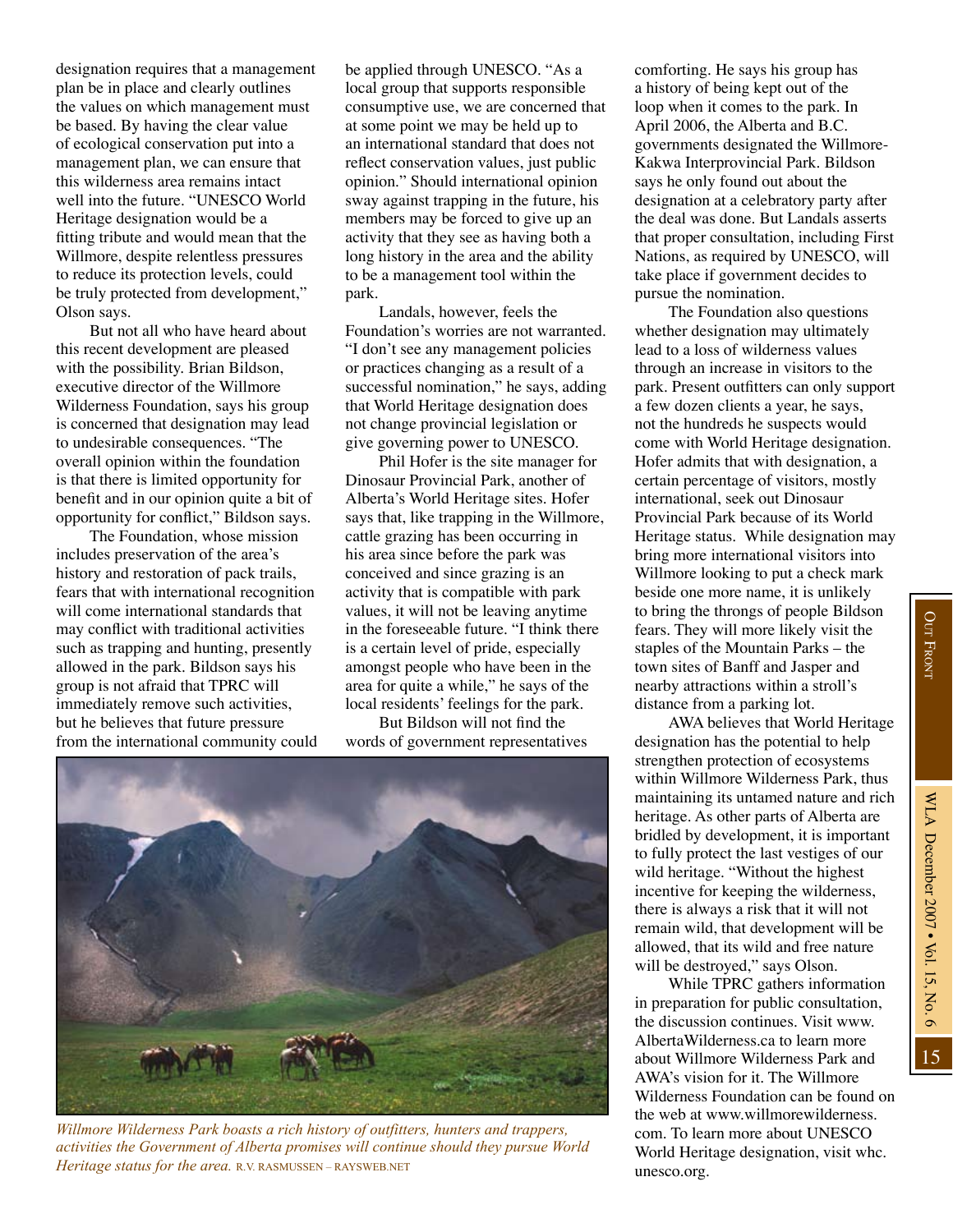designation requires that a management plan be in place and clearly outlines the values on which management must be based. By having the clear value of ecological conservation put into a management plan, we can ensure that this wilderness area remains intact well into the future. "UNESCO World Heritage designation would be a fitting tribute and would mean that the Willmore, despite relentless pressures to reduce its protection levels, could be truly protected from development," Olson says.

But not all who have heard about this recent development are pleased with the possibility. Brian Bildson, executive director of the Willmore Wilderness Foundation, says his group is concerned that designation may lead to undesirable consequences. "The overall opinion within the foundation is that there is limited opportunity for benefit and in our opinion quite a bit of opportunity for conflict," Bildson says.

The Foundation, whose mission includes preservation of the area's history and restoration of pack trails, fears that with international recognition will come international standards that may conflict with traditional activities such as trapping and hunting, presently allowed in the park. Bildson says his group is not afraid that TPRC will immediately remove such activities, but he believes that future pressure from the international community could be applied through UNESCO. "As a local group that supports responsible consumptive use, we are concerned that at some point we may be held up to an international standard that does not reflect conservation values, just public opinion." Should international opinion sway against trapping in the future, his members may be forced to give up an activity that they see as having both a long history in the area and the ability to be a management tool within the park.

Landals, however, feels the Foundation's worries are not warranted. "I don't see any management policies or practices changing as a result of a successful nomination," he says, adding that World Heritage designation does not change provincial legislation or give governing power to UNESCO.

Phil Hofer is the site manager for Dinosaur Provincial Park, another of Alberta's World Heritage sites. Hofer says that, like trapping in the Willmore, cattle grazing has been occurring in his area since before the park was conceived and since grazing is an activity that is compatible with park values, it will not be leaving anytime in the foreseeable future. "I think there is a certain level of pride, especially amongst people who have been in the area for quite a while," he says of the local residents' feelings for the park.

But Bildson will not find the words of government representatives comforting. He says his group has a history of being kept out of the loop when it comes to the park. In April 2006, the Alberta and B.C. governments designated the Willmore-Kakwa Interprovincial Park. Bildson says he only found out about the designation at a celebratory party after the deal was done. But Landals asserts that proper consultation, including First Nations, as required by UNESCO, will take place if government decides to pursue the nomination.

The Foundation also questions whether designation may ultimately lead to a loss of wilderness values through an increase in visitors to the park. Present outfitters can only support a few dozen clients a year, he says, not the hundreds he suspects would come with World Heritage designation. Hofer admits that with designation, a certain percentage of visitors, mostly international, seek out Dinosaur Provincial Park because of its World Heritage status. While designation may bring more international visitors into Willmore looking to put a check mark beside one more name, it is unlikely to bring the throngs of people Bildson fears. They will more likely visit the staples of the Mountain Parks – the town sites of Banff and Jasper and nearby attractions within a stroll's distance from a parking lot.

AWA believes that World Heritage designation has the potential to help strengthen protection of ecosystems within Willmore Wilderness Park, thus maintaining its untamed nature and rich heritage. As other parts of Alberta are bridled by development, it is important to fully protect the last vestiges of our wild heritage. "Without the highest incentive for keeping the wilderness, there is always a risk that it will not remain wild, that development will be allowed, that its wild and free nature will be destroyed," says Olson.

While TPRC gathers information in preparation for public consultation, the discussion continues. Visit www.AlbertaWilderness.ca to learn more about Willmore Wilderness Park and AWA's vision for it. The Willmore Wilderness Foundation can be found on the web at www.willmorewilderness.com. To learn more about UNESCO World Heritage designation, visit whc.unesco.org.

*Willmore Wilderness Park boasts a rich history of outfitters, hunters and trappers, activities the Government of Alberta promises will continue should they pursue World Heritage status for the area.* R.V. RASMUSSEN – RAYSWEB.NET